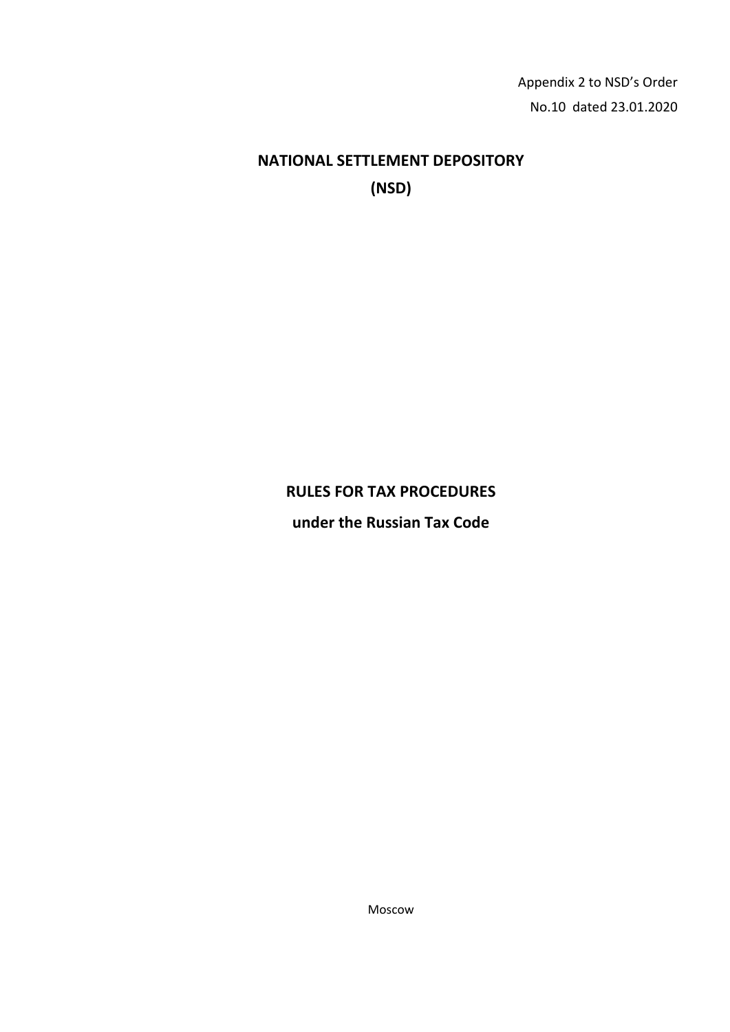Appendix 2 to NSD's Order
No.10 dated 23.01.2020

# NATIONAL SETTLEMENT DEPOSITORY
# (NSD)

# RULES FOR TAX PROCEDURES
## under the Russian Tax Code

Moscow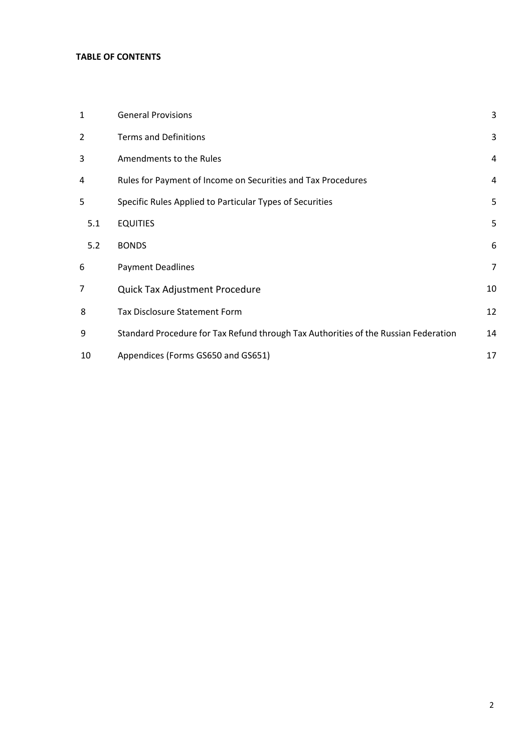**TABLE OF CONTENTS**

| | | |
|---|---|---|
| 1 | General Provisions | 3 |
| 2 | Terms and Definitions | 3 |
| 3 | Amendments to the Rules | 4 |
| 4 | Rules for Payment of Income on Securities and Tax Procedures | 4 |
| 5 | Specific Rules Applied to Particular Types of Securities | 5 |
| 5.1 | EQUITIES | 5 |
| 5.2 | BONDS | 6 |
| 6 | Payment Deadlines | 7 |
| 7 | Quick Tax Adjustment Procedure | 10 |
| 8 | Tax Disclosure Statement Form | 12 |
| 9 | Standard Procedure for Tax Refund through Tax Authorities of the Russian Federation | 14 |
| 10 | Appendices (Forms GS650 and GS651) | 17 |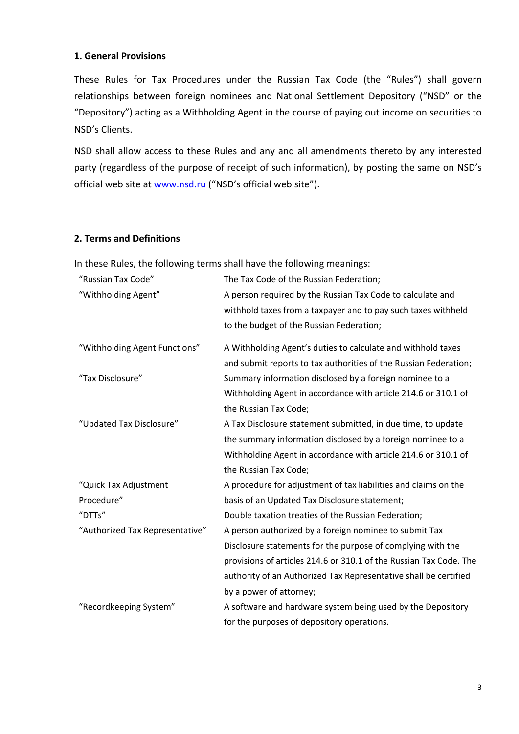## 1. General Provisions

These Rules for Tax Procedures under the Russian Tax Code (the "Rules") shall govern relationships between foreign nominees and National Settlement Depository ("NSD" or the "Depository") acting as a Withholding Agent in the course of paying out income on securities to NSD's Clients.

NSD shall allow access to these Rules and any and all amendments thereto by any interested party (regardless of the purpose of receipt of such information), by posting the same on NSD's official web site at [www.nsd.ru](http://www.nsd.ru) ("NSD's official web site").

## 2. Terms and Definitions

In these Rules, the following terms shall have the following meanings:

| Term | Definition |
|---|---|
| "Russian Tax Code" | The Tax Code of the Russian Federation; |
| "Withholding Agent" | A person required by the Russian Tax Code to calculate and withhold taxes from a taxpayer and to pay such taxes withheld to the budget of the Russian Federation; |
| "Withholding Agent Functions" | A Withholding Agent's duties to calculate and withhold taxes and submit reports to tax authorities of the Russian Federation; |
| "Tax Disclosure" | Summary information disclosed by a foreign nominee to a Withholding Agent in accordance with article 214.6 or 310.1 of the Russian Tax Code; |
| "Updated Tax Disclosure" | A Tax Disclosure statement submitted, in due time, to update the summary information disclosed by a foreign nominee to a Withholding Agent in accordance with article 214.6 or 310.1 of the Russian Tax Code; |
| "Quick Tax Adjustment Procedure" | A procedure for adjustment of tax liabilities and claims on the basis of an Updated Tax Disclosure statement; |
| "DTTs" | Double taxation treaties of the Russian Federation; |
| "Authorized Tax Representative" | A person authorized by a foreign nominee to submit Tax Disclosure statements for the purpose of complying with the provisions of articles 214.6 or 310.1 of the Russian Tax Code. The authority of an Authorized Tax Representative shall be certified by a power of attorney; |
| "Recordkeeping System" | A software and hardware system being used by the Depository for the purposes of depository operations. |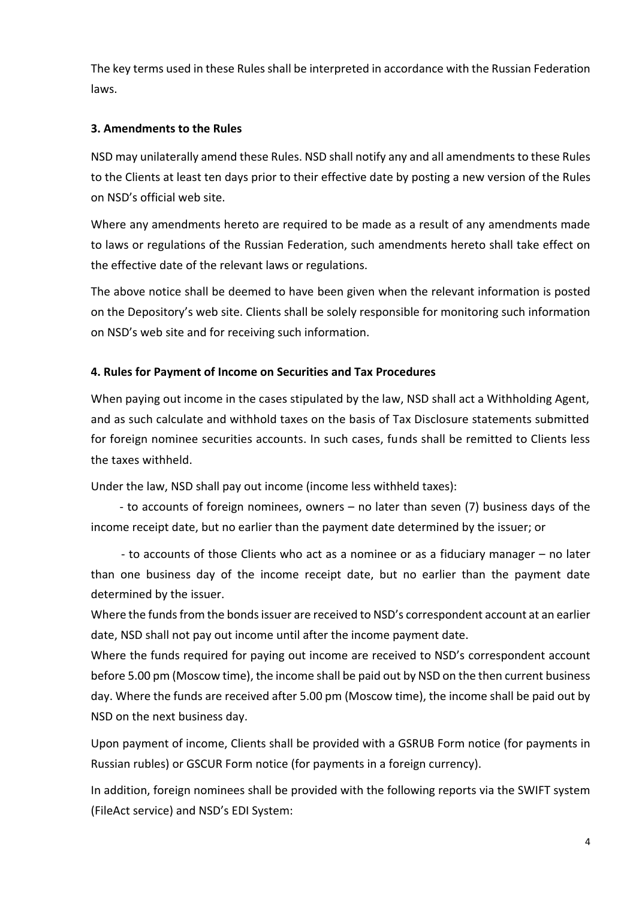The key terms used in these Rules shall be interpreted in accordance with the Russian Federation laws.

### 3. Amendments to the Rules

NSD may unilaterally amend these Rules. NSD shall notify any and all amendments to these Rules to the Clients at least ten days prior to their effective date by posting a new version of the Rules on NSD's official web site.

Where any amendments hereto are required to be made as a result of any amendments made to laws or regulations of the Russian Federation, such amendments hereto shall take effect on the effective date of the relevant laws or regulations.

The above notice shall be deemed to have been given when the relevant information is posted on the Depository's web site. Clients shall be solely responsible for monitoring such information on NSD's web site and for receiving such information.

### 4. Rules for Payment of Income on Securities and Tax Procedures

When paying out income in the cases stipulated by the law, NSD shall act a Withholding Agent, and as such calculate and withhold taxes on the basis of Tax Disclosure statements submitted for foreign nominee securities accounts. In such cases, funds shall be remitted to Clients less the taxes withheld.

Under the law, NSD shall pay out income (income less withheld taxes):

- to accounts of foreign nominees, owners – no later than seven (7) business days of the income receipt date, but no earlier than the payment date determined by the issuer; or
- to accounts of those Clients who act as a nominee or as a fiduciary manager – no later than one business day of the income receipt date, but no earlier than the payment date determined by the issuer.

Where the funds from the bonds issuer are received to NSD's correspondent account at an earlier date, NSD shall not pay out income until after the income payment date.

Where the funds required for paying out income are received to NSD's correspondent account before 5.00 pm (Moscow time), the income shall be paid out by NSD on the then current business day. Where the funds are received after 5.00 pm (Moscow time), the income shall be paid out by NSD on the next business day.

Upon payment of income, Clients shall be provided with a GSRUB Form notice (for payments in Russian rubles) or GSCUR Form notice (for payments in a foreign currency).

In addition, foreign nominees shall be provided with the following reports via the SWIFT system (FileAct service) and NSD's EDI System: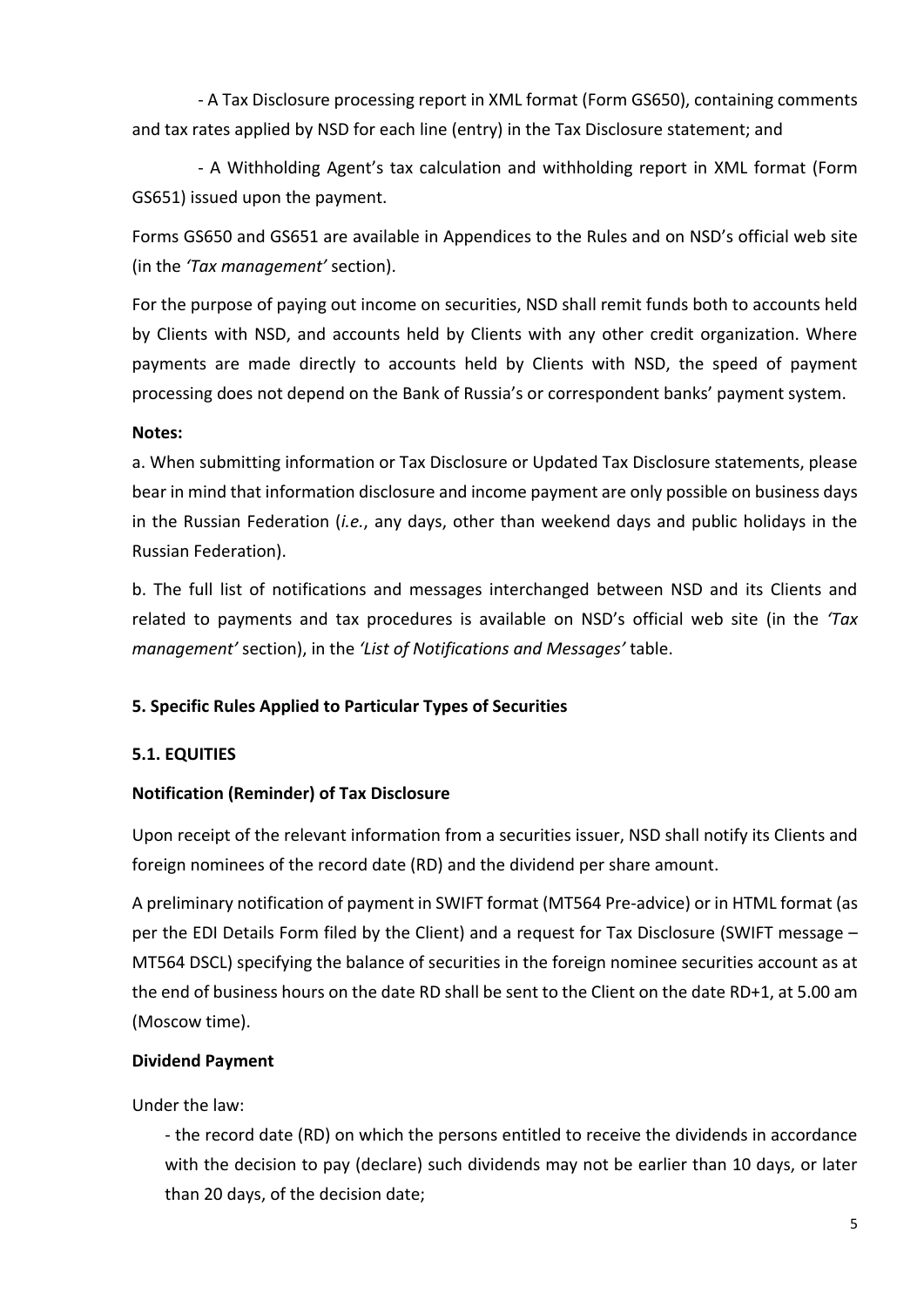- A Tax Disclosure processing report in XML format (Form GS650), containing comments and tax rates applied by NSD for each line (entry) in the Tax Disclosure statement; and

- A Withholding Agent's tax calculation and withholding report in XML format (Form GS651) issued upon the payment.

Forms GS650 and GS651 are available in Appendices to the Rules and on NSD's official web site (in the *'Tax management'* section).

For the purpose of paying out income on securities, NSD shall remit funds both to accounts held by Clients with NSD, and accounts held by Clients with any other credit organization. Where payments are made directly to accounts held by Clients with NSD, the speed of payment processing does not depend on the Bank of Russia's or correspondent banks' payment system.

**Notes:**

a. When submitting information or Tax Disclosure or Updated Tax Disclosure statements, please bear in mind that information disclosure and income payment are only possible on business days in the Russian Federation (*i.e.*, any days, other than weekend days and public holidays in the Russian Federation).

b. The full list of notifications and messages interchanged between NSD and its Clients and related to payments and tax procedures is available on NSD's official web site (in the *'Tax management'* section), in the *'List of Notifications and Messages'* table.

## 5. Specific Rules Applied to Particular Types of Securities

### 5.1. EQUITIES

**Notification (Reminder) of Tax Disclosure**

Upon receipt of the relevant information from a securities issuer, NSD shall notify its Clients and foreign nominees of the record date (RD) and the dividend per share amount.

A preliminary notification of payment in SWIFT format (MT564 Pre-advice) or in HTML format (as per the EDI Details Form filed by the Client) and a request for Tax Disclosure (SWIFT message – MT564 DSCL) specifying the balance of securities in the foreign nominee securities account as at the end of business hours on the date RD shall be sent to the Client on the date RD+1, at 5.00 am (Moscow time).

**Dividend Payment**

Under the law:

- the record date (RD) on which the persons entitled to receive the dividends in accordance with the decision to pay (declare) such dividends may not be earlier than 10 days, or later than 20 days, of the decision date;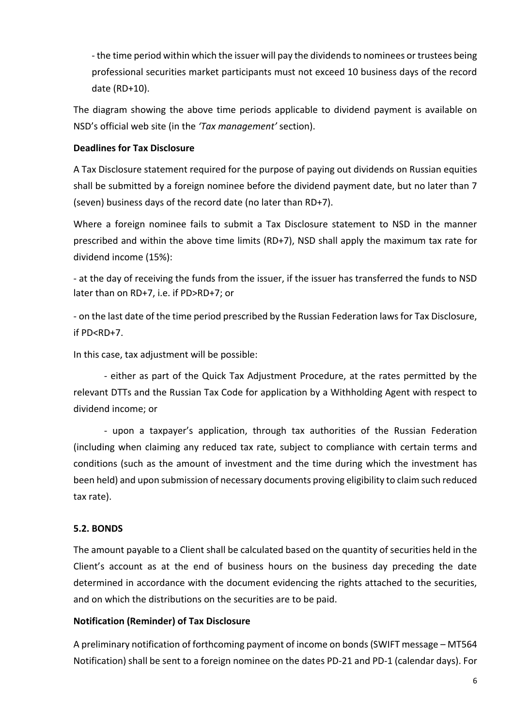- the time period within which the issuer will pay the dividends to nominees or trustees being professional securities market participants must not exceed 10 business days of the record date (RD+10).

The diagram showing the above time periods applicable to dividend payment is available on NSD's official web site (in the *'Tax management'* section).

**Deadlines for Tax Disclosure**

A Tax Disclosure statement required for the purpose of paying out dividends on Russian equities shall be submitted by a foreign nominee before the dividend payment date, but no later than 7 (seven) business days of the record date (no later than RD+7).

Where a foreign nominee fails to submit a Tax Disclosure statement to NSD in the manner prescribed and within the above time limits (RD+7), NSD shall apply the maximum tax rate for dividend income (15%):

- at the day of receiving the funds from the issuer, if the issuer has transferred the funds to NSD later than on RD+7, i.e. if PD>RD+7; or

- on the last date of the time period prescribed by the Russian Federation laws for Tax Disclosure, if PD<RD+7.

In this case, tax adjustment will be possible:

- either as part of the Quick Tax Adjustment Procedure, at the rates permitted by the relevant DTTs and the Russian Tax Code for application by a Withholding Agent with respect to dividend income; or

- upon a taxpayer's application, through tax authorities of the Russian Federation (including when claiming any reduced tax rate, subject to compliance with certain terms and conditions (such as the amount of investment and the time during which the investment has been held) and upon submission of necessary documents proving eligibility to claim such reduced tax rate).

### 5.2. BONDS

The amount payable to a Client shall be calculated based on the quantity of securities held in the Client's account as at the end of business hours on the business day preceding the date determined in accordance with the document evidencing the rights attached to the securities, and on which the distributions on the securities are to be paid.

**Notification (Reminder) of Tax Disclosure**

A preliminary notification of forthcoming payment of income on bonds (SWIFT message – MT564 Notification) shall be sent to a foreign nominee on the dates PD-21 and PD-1 (calendar days). For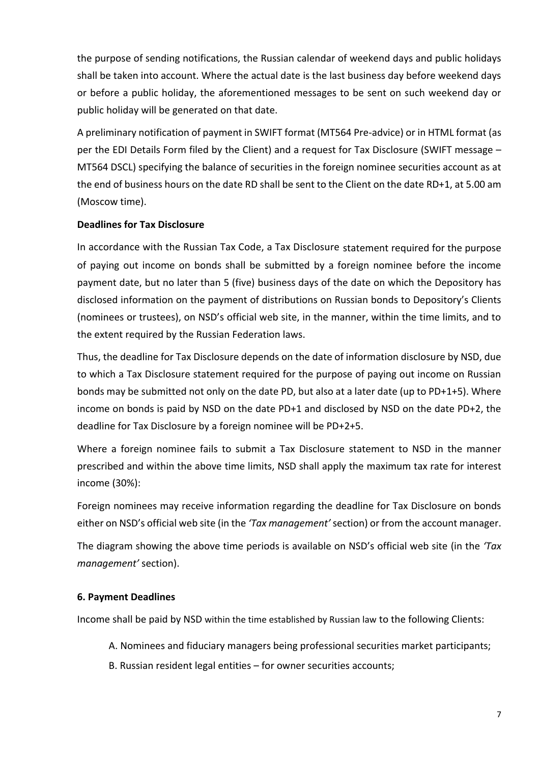the purpose of sending notifications, the Russian calendar of weekend days and public holidays shall be taken into account. Where the actual date is the last business day before weekend days or before a public holiday, the aforementioned messages to be sent on such weekend day or public holiday will be generated on that date.

A preliminary notification of payment in SWIFT format (MT564 Pre-advice) or in HTML format (as per the EDI Details Form filed by the Client) and a request for Tax Disclosure (SWIFT message – MT564 DSCL) specifying the balance of securities in the foreign nominee securities account as at the end of business hours on the date RD shall be sent to the Client on the date RD+1, at 5.00 am (Moscow time).

**Deadlines for Tax Disclosure**

In accordance with the Russian Tax Code, a Tax Disclosure statement required for the purpose of paying out income on bonds shall be submitted by a foreign nominee before the income payment date, but no later than 5 (five) business days of the date on which the Depository has disclosed information on the payment of distributions on Russian bonds to Depository's Clients (nominees or trustees), on NSD's official web site, in the manner, within the time limits, and to the extent required by the Russian Federation laws.

Thus, the deadline for Tax Disclosure depends on the date of information disclosure by NSD, due to which a Tax Disclosure statement required for the purpose of paying out income on Russian bonds may be submitted not only on the date PD, but also at a later date (up to PD+1+5). Where income on bonds is paid by NSD on the date PD+1 and disclosed by NSD on the date PD+2, the deadline for Tax Disclosure by a foreign nominee will be PD+2+5.

Where a foreign nominee fails to submit a Tax Disclosure statement to NSD in the manner prescribed and within the above time limits, NSD shall apply the maximum tax rate for interest income (30%):

Foreign nominees may receive information regarding the deadline for Tax Disclosure on bonds either on NSD's official web site (in the *'Tax management'* section) or from the account manager.

The diagram showing the above time periods is available on NSD's official web site (in the *'Tax management'* section).

**6. Payment Deadlines**

Income shall be paid by NSD within the time established by Russian law to the following Clients:

A. Nominees and fiduciary managers being professional securities market participants;

B. Russian resident legal entities – for owner securities accounts;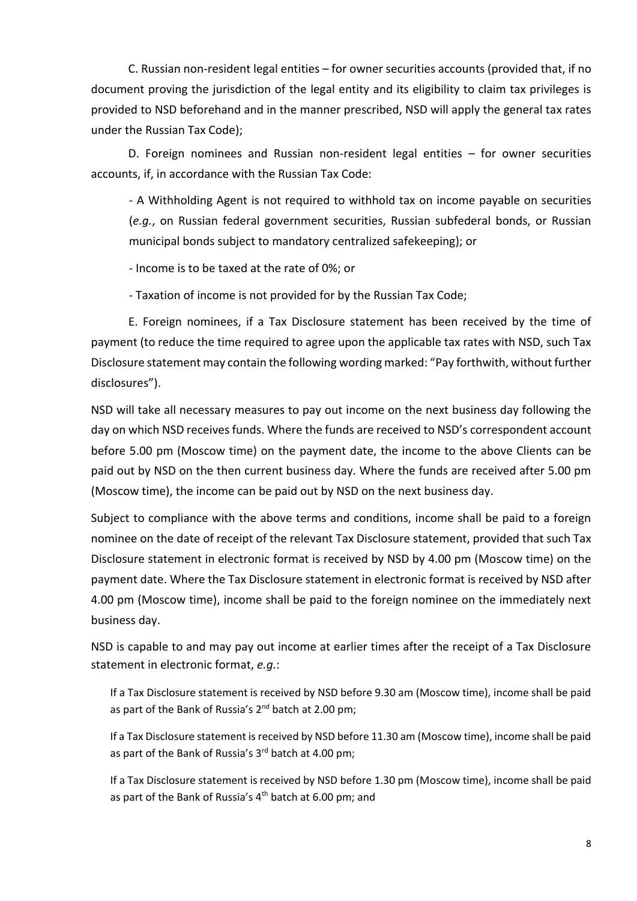C. Russian non-resident legal entities – for owner securities accounts (provided that, if no document proving the jurisdiction of the legal entity and its eligibility to claim tax privileges is provided to NSD beforehand and in the manner prescribed, NSD will apply the general tax rates under the Russian Tax Code);

D. Foreign nominees and Russian non-resident legal entities – for owner securities accounts, if, in accordance with the Russian Tax Code:

- A Withholding Agent is not required to withhold tax on income payable on securities (*e.g.*, on Russian federal government securities, Russian subfederal bonds, or Russian municipal bonds subject to mandatory centralized safekeeping); or

- Income is to be taxed at the rate of 0%; or

- Taxation of income is not provided for by the Russian Tax Code;

E. Foreign nominees, if a Tax Disclosure statement has been received by the time of payment (to reduce the time required to agree upon the applicable tax rates with NSD, such Tax Disclosure statement may contain the following wording marked: "Pay forthwith, without further disclosures").

NSD will take all necessary measures to pay out income on the next business day following the day on which NSD receives funds. Where the funds are received to NSD's correspondent account before 5.00 pm (Moscow time) on the payment date, the income to the above Clients can be paid out by NSD on the then current business day. Where the funds are received after 5.00 pm (Moscow time), the income can be paid out by NSD on the next business day.

Subject to compliance with the above terms and conditions, income shall be paid to a foreign nominee on the date of receipt of the relevant Tax Disclosure statement, provided that such Tax Disclosure statement in electronic format is received by NSD by 4.00 pm (Moscow time) on the payment date. Where the Tax Disclosure statement in electronic format is received by NSD after 4.00 pm (Moscow time), income shall be paid to the foreign nominee on the immediately next business day.

NSD is capable to and may pay out income at earlier times after the receipt of a Tax Disclosure statement in electronic format, *e.g.*:

If a Tax Disclosure statement is received by NSD before 9.30 am (Moscow time), income shall be paid as part of the Bank of Russia's 2nd batch at 2.00 pm;

If a Tax Disclosure statement is received by NSD before 11.30 am (Moscow time), income shall be paid as part of the Bank of Russia's 3rd batch at 4.00 pm;

If a Tax Disclosure statement is received by NSD before 1.30 pm (Moscow time), income shall be paid as part of the Bank of Russia's 4th batch at 6.00 pm; and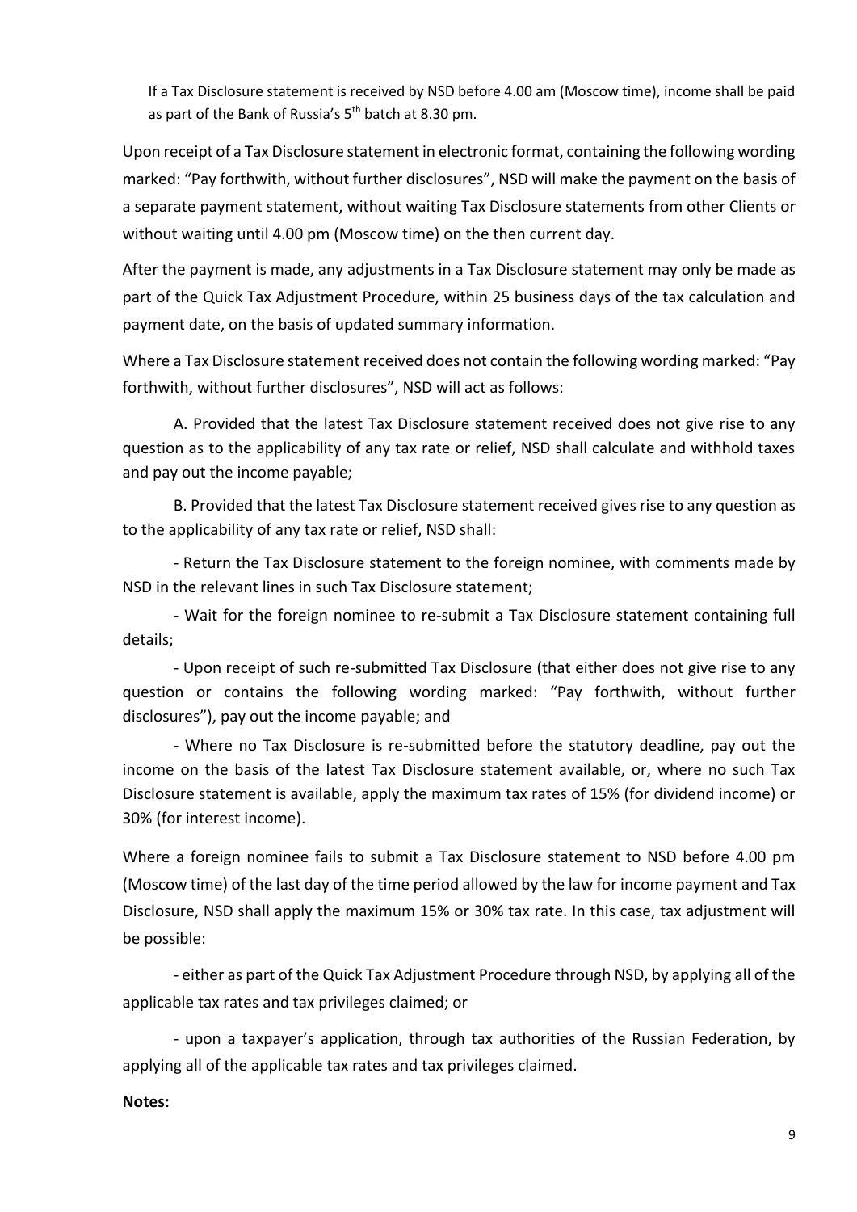If a Tax Disclosure statement is received by NSD before 4.00 am (Moscow time), income shall be paid as part of the Bank of Russia's 5th batch at 8.30 pm.

Upon receipt of a Tax Disclosure statement in electronic format, containing the following wording marked: "Pay forthwith, without further disclosures", NSD will make the payment on the basis of a separate payment statement, without waiting Tax Disclosure statements from other Clients or without waiting until 4.00 pm (Moscow time) on the then current day.

After the payment is made, any adjustments in a Tax Disclosure statement may only be made as part of the Quick Tax Adjustment Procedure, within 25 business days of the tax calculation and payment date, on the basis of updated summary information.

Where a Tax Disclosure statement received does not contain the following wording marked: "Pay forthwith, without further disclosures", NSD will act as follows:

A. Provided that the latest Tax Disclosure statement received does not give rise to any question as to the applicability of any tax rate or relief, NSD shall calculate and withhold taxes and pay out the income payable;

B. Provided that the latest Tax Disclosure statement received gives rise to any question as to the applicability of any tax rate or relief, NSD shall:

- Return the Tax Disclosure statement to the foreign nominee, with comments made by NSD in the relevant lines in such Tax Disclosure statement;
- Wait for the foreign nominee to re-submit a Tax Disclosure statement containing full details;
- Upon receipt of such re-submitted Tax Disclosure (that either does not give rise to any question or contains the following wording marked: "Pay forthwith, without further disclosures"), pay out the income payable; and
- Where no Tax Disclosure is re-submitted before the statutory deadline, pay out the income on the basis of the latest Tax Disclosure statement available, or, where no such Tax Disclosure statement is available, apply the maximum tax rates of 15% (for dividend income) or 30% (for interest income).

Where a foreign nominee fails to submit a Tax Disclosure statement to NSD before 4.00 pm (Moscow time) of the last day of the time period allowed by the law for income payment and Tax Disclosure, NSD shall apply the maximum 15% or 30% tax rate. In this case, tax adjustment will be possible:

- either as part of the Quick Tax Adjustment Procedure through NSD, by applying all of the applicable tax rates and tax privileges claimed; or
- upon a taxpayer's application, through tax authorities of the Russian Federation, by applying all of the applicable tax rates and tax privileges claimed.

**Notes:**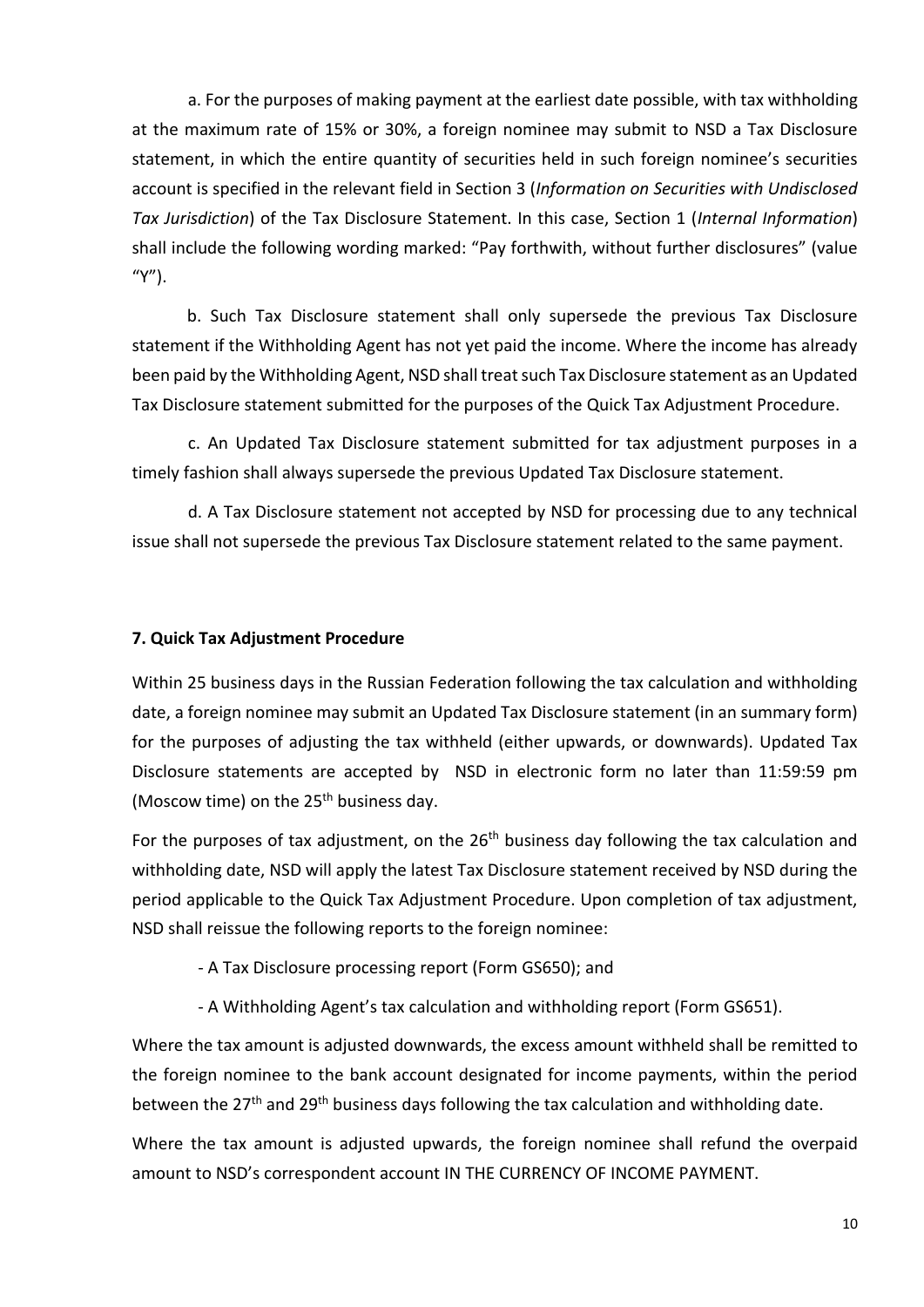a. For the purposes of making payment at the earliest date possible, with tax withholding at the maximum rate of 15% or 30%, a foreign nominee may submit to NSD a Tax Disclosure statement, in which the entire quantity of securities held in such foreign nominee's securities account is specified in the relevant field in Section 3 (*Information on Securities with Undisclosed Tax Jurisdiction*) of the Tax Disclosure Statement. In this case, Section 1 (*Internal Information*) shall include the following wording marked: "Pay forthwith, without further disclosures" (value "Y").

b. Such Tax Disclosure statement shall only supersede the previous Tax Disclosure statement if the Withholding Agent has not yet paid the income. Where the income has already been paid by the Withholding Agent, NSD shall treat such Tax Disclosure statement as an Updated Tax Disclosure statement submitted for the purposes of the Quick Tax Adjustment Procedure.

c. An Updated Tax Disclosure statement submitted for tax adjustment purposes in a timely fashion shall always supersede the previous Updated Tax Disclosure statement.

d. A Tax Disclosure statement not accepted by NSD for processing due to any technical issue shall not supersede the previous Tax Disclosure statement related to the same payment.

**7. Quick Tax Adjustment Procedure**

Within 25 business days in the Russian Federation following the tax calculation and withholding date, a foreign nominee may submit an Updated Tax Disclosure statement (in an summary form) for the purposes of adjusting the tax withheld (either upwards, or downwards). Updated Tax Disclosure statements are accepted by NSD in electronic form no later than 11:59:59 pm (Moscow time) on the 25th business day.

For the purposes of tax adjustment, on the 26th business day following the tax calculation and withholding date, NSD will apply the latest Tax Disclosure statement received by NSD during the period applicable to the Quick Tax Adjustment Procedure. Upon completion of tax adjustment, NSD shall reissue the following reports to the foreign nominee:

- A Tax Disclosure processing report (Form GS650); and
- A Withholding Agent's tax calculation and withholding report (Form GS651).

Where the tax amount is adjusted downwards, the excess amount withheld shall be remitted to the foreign nominee to the bank account designated for income payments, within the period between the 27th and 29th business days following the tax calculation and withholding date.

Where the tax amount is adjusted upwards, the foreign nominee shall refund the overpaid amount to NSD's correspondent account IN THE CURRENCY OF INCOME PAYMENT.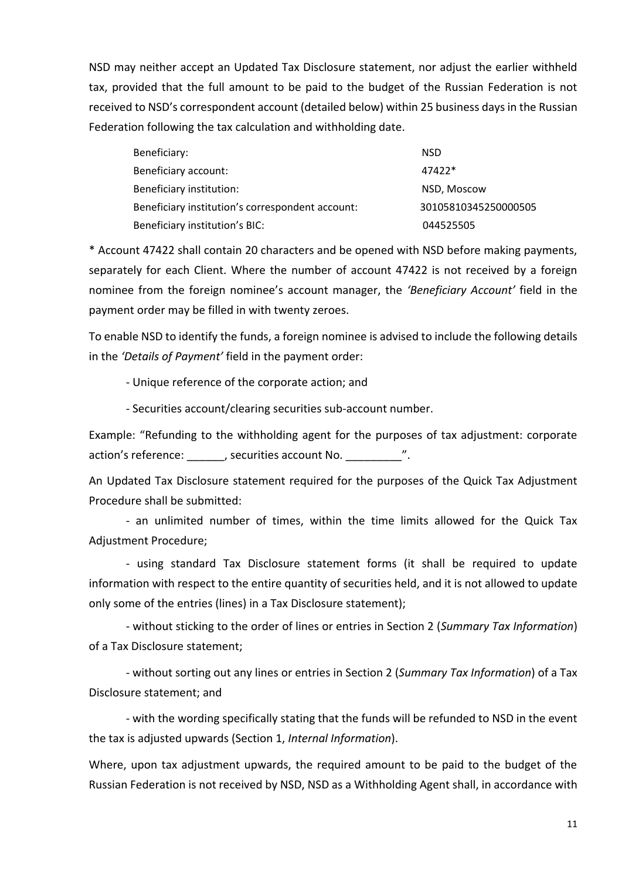NSD may neither accept an Updated Tax Disclosure statement, nor adjust the earlier withheld tax, provided that the full amount to be paid to the budget of the Russian Federation is not received to NSD's correspondent account (detailed below) within 25 business days in the Russian Federation following the tax calculation and withholding date.

| | |
|---|---|
| Beneficiary: | NSD |
| Beneficiary account: | 47422* |
| Beneficiary institution: | NSD, Moscow |
| Beneficiary institution's correspondent account: | 30105810345250000505 |
| Beneficiary institution's BIC: | 044525505 |

* Account 47422 shall contain 20 characters and be opened with NSD before making payments, separately for each Client. Where the number of account 47422 is not received by a foreign nominee from the foreign nominee's account manager, the *'Beneficiary Account'* field in the payment order may be filled in with twenty zeroes.

To enable NSD to identify the funds, a foreign nominee is advised to include the following details in the *'Details of Payment'* field in the payment order:

- Unique reference of the corporate action; and
- Securities account/clearing securities sub-account number.

Example: "Refunding to the withholding agent for the purposes of tax adjustment: corporate action's reference: ______, securities account No. _________".

An Updated Tax Disclosure statement required for the purposes of the Quick Tax Adjustment Procedure shall be submitted:

- an unlimited number of times, within the time limits allowed for the Quick Tax Adjustment Procedure;
- using standard Tax Disclosure statement forms (it shall be required to update information with respect to the entire quantity of securities held, and it is not allowed to update only some of the entries (lines) in a Tax Disclosure statement);
- without sticking to the order of lines or entries in Section 2 (*Summary Tax Information*) of a Tax Disclosure statement;
- without sorting out any lines or entries in Section 2 (*Summary Tax Information*) of a Tax Disclosure statement; and
- with the wording specifically stating that the funds will be refunded to NSD in the event the tax is adjusted upwards (Section 1, *Internal Information*).

Where, upon tax adjustment upwards, the required amount to be paid to the budget of the Russian Federation is not received by NSD, NSD as a Withholding Agent shall, in accordance with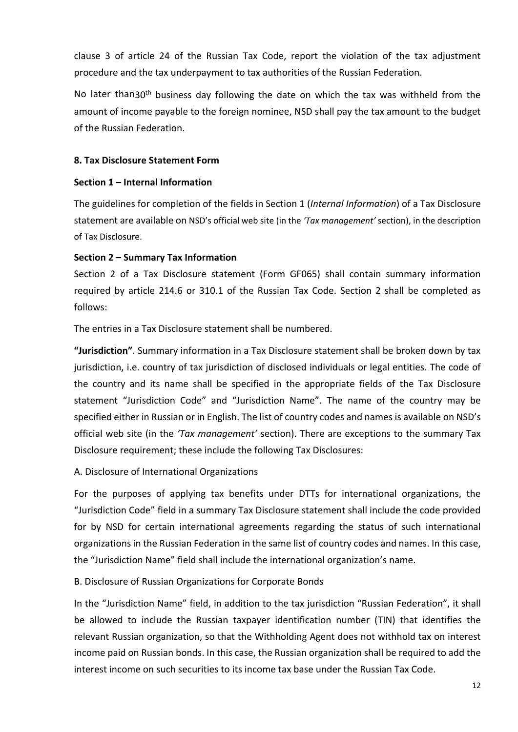clause 3 of article 24 of the Russian Tax Code, report the violation of the tax adjustment procedure and the tax underpayment to tax authorities of the Russian Federation.

No later than 30th business day following the date on which the tax was withheld from the amount of income payable to the foreign nominee, NSD shall pay the tax amount to the budget of the Russian Federation.

## 8. Tax Disclosure Statement Form

### Section 1 – Internal Information

The guidelines for completion of the fields in Section 1 (*Internal Information*) of a Tax Disclosure statement are available on NSD's official web site (in the *'Tax management'* section), in the description of Tax Disclosure.

### Section 2 – Summary Tax Information

Section 2 of a Tax Disclosure statement (Form GF065) shall contain summary information required by article 214.6 or 310.1 of the Russian Tax Code. Section 2 shall be completed as follows:

The entries in a Tax Disclosure statement shall be numbered.

**"Jurisdiction"**. Summary information in a Tax Disclosure statement shall be broken down by tax jurisdiction, i.e. country of tax jurisdiction of disclosed individuals or legal entities. The code of the country and its name shall be specified in the appropriate fields of the Tax Disclosure statement "Jurisdiction Code" and "Jurisdiction Name". The name of the country may be specified either in Russian or in English. The list of country codes and names is available on NSD's official web site (in the *'Tax management'* section). There are exceptions to the summary Tax Disclosure requirement; these include the following Tax Disclosures:

A. Disclosure of International Organizations

For the purposes of applying tax benefits under DTTs for international organizations, the "Jurisdiction Code" field in a summary Tax Disclosure statement shall include the code provided for by NSD for certain international agreements regarding the status of such international organizations in the Russian Federation in the same list of country codes and names. In this case, the "Jurisdiction Name" field shall include the international organization's name.

B. Disclosure of Russian Organizations for Corporate Bonds

In the "Jurisdiction Name" field, in addition to the tax jurisdiction "Russian Federation", it shall be allowed to include the Russian taxpayer identification number (TIN) that identifies the relevant Russian organization, so that the Withholding Agent does not withhold tax on interest income paid on Russian bonds. In this case, the Russian organization shall be required to add the interest income on such securities to its income tax base under the Russian Tax Code.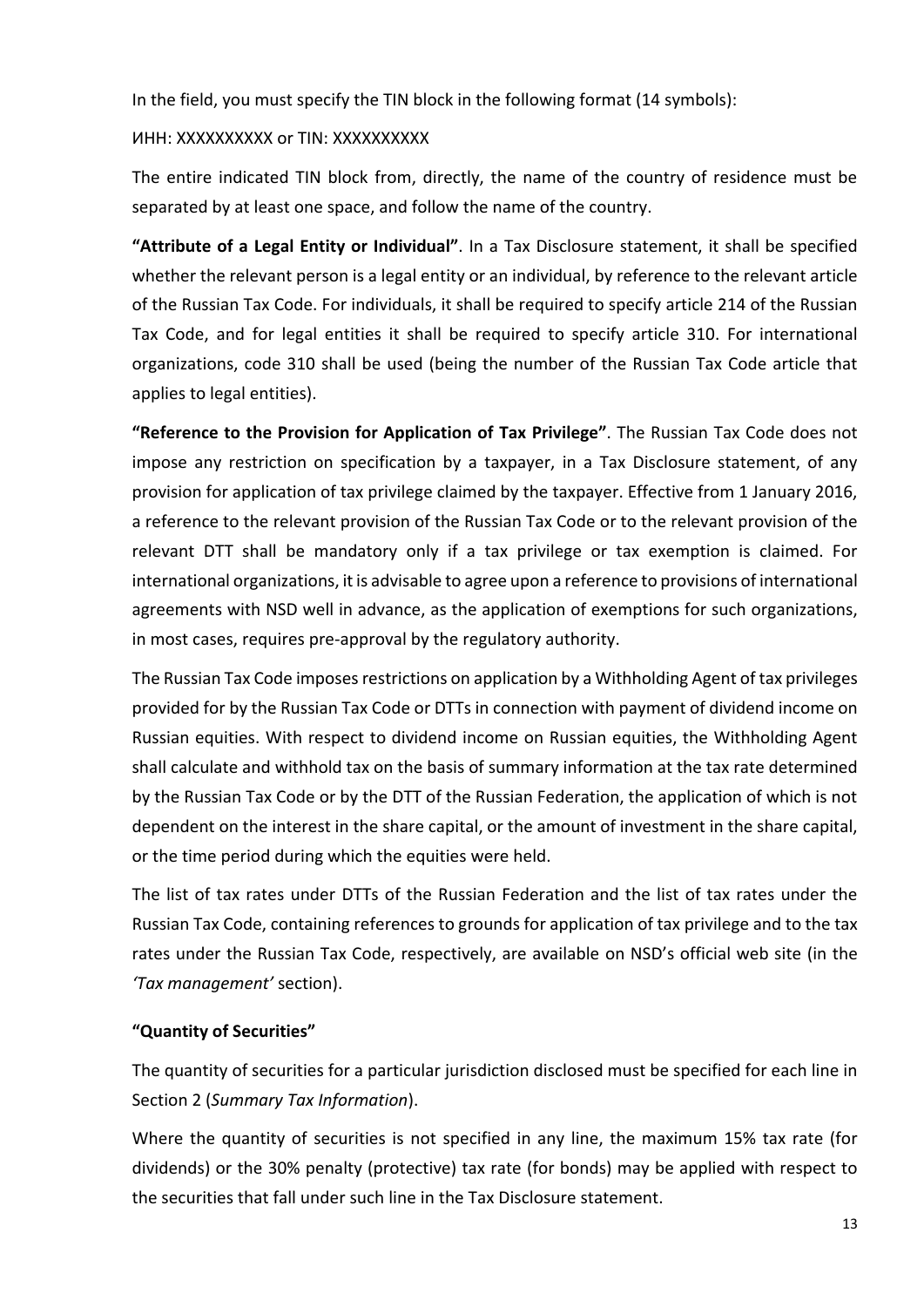In the field, you must specify the TIN block in the following format (14 symbols):

ИНН: XXXXXXXXXX or TIN: XXXXXXXXXX

The entire indicated TIN block from, directly, the name of the country of residence must be separated by at least one space, and follow the name of the country.

**"Attribute of a Legal Entity or Individual"**. In a Tax Disclosure statement, it shall be specified whether the relevant person is a legal entity or an individual, by reference to the relevant article of the Russian Tax Code. For individuals, it shall be required to specify article 214 of the Russian Tax Code, and for legal entities it shall be required to specify article 310. For international organizations, code 310 shall be used (being the number of the Russian Tax Code article that applies to legal entities).

**"Reference to the Provision for Application of Tax Privilege"**. The Russian Tax Code does not impose any restriction on specification by a taxpayer, in a Tax Disclosure statement, of any provision for application of tax privilege claimed by the taxpayer. Effective from 1 January 2016, a reference to the relevant provision of the Russian Tax Code or to the relevant provision of the relevant DTT shall be mandatory only if a tax privilege or tax exemption is claimed. For international organizations, it is advisable to agree upon a reference to provisions of international agreements with NSD well in advance, as the application of exemptions for such organizations, in most cases, requires pre-approval by the regulatory authority.

The Russian Tax Code imposes restrictions on application by a Withholding Agent of tax privileges provided for by the Russian Tax Code or DTTs in connection with payment of dividend income on Russian equities. With respect to dividend income on Russian equities, the Withholding Agent shall calculate and withhold tax on the basis of summary information at the tax rate determined by the Russian Tax Code or by the DTT of the Russian Federation, the application of which is not dependent on the interest in the share capital, or the amount of investment in the share capital, or the time period during which the equities were held.

The list of tax rates under DTTs of the Russian Federation and the list of tax rates under the Russian Tax Code, containing references to grounds for application of tax privilege and to the tax rates under the Russian Tax Code, respectively, are available on NSD's official web site (in the *'Tax management'* section).

**"Quantity of Securities"**

The quantity of securities for a particular jurisdiction disclosed must be specified for each line in Section 2 (*Summary Tax Information*).

Where the quantity of securities is not specified in any line, the maximum 15% tax rate (for dividends) or the 30% penalty (protective) tax rate (for bonds) may be applied with respect to the securities that fall under such line in the Tax Disclosure statement.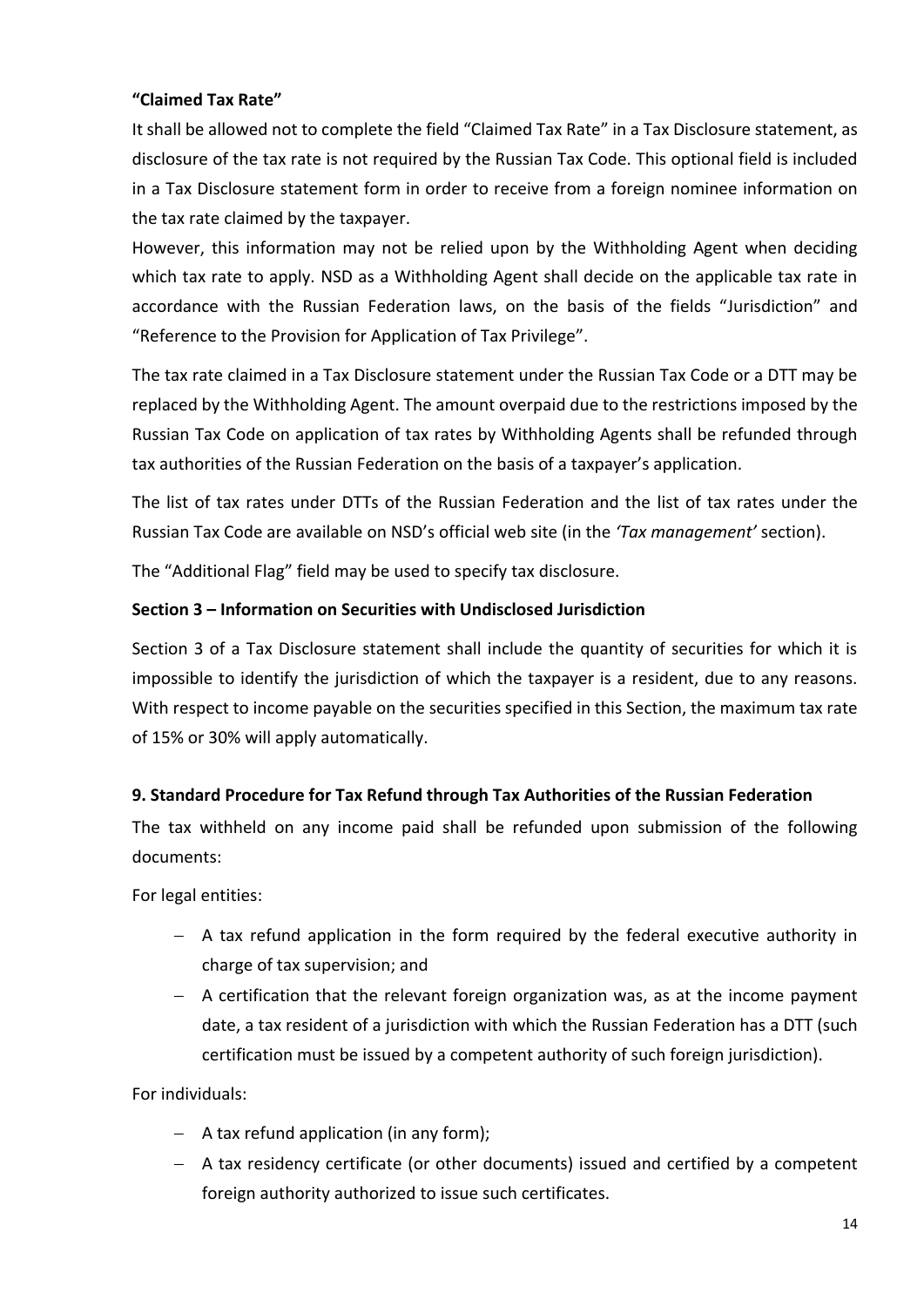**“Claimed Tax Rate”**

It shall be allowed not to complete the field “Claimed Tax Rate” in a Tax Disclosure statement, as disclosure of the tax rate is not required by the Russian Tax Code. This optional field is included in a Tax Disclosure statement form in order to receive from a foreign nominee information on the tax rate claimed by the taxpayer.

However, this information may not be relied upon by the Withholding Agent when deciding which tax rate to apply. NSD as a Withholding Agent shall decide on the applicable tax rate in accordance with the Russian Federation laws, on the basis of the fields “Jurisdiction” and “Reference to the Provision for Application of Tax Privilege”.

The tax rate claimed in a Tax Disclosure statement under the Russian Tax Code or a DTT may be replaced by the Withholding Agent. The amount overpaid due to the restrictions imposed by the Russian Tax Code on application of tax rates by Withholding Agents shall be refunded through tax authorities of the Russian Federation on the basis of a taxpayer’s application.

The list of tax rates under DTTs of the Russian Federation and the list of tax rates under the Russian Tax Code are available on NSD’s official web site (in the *‘Tax management’* section).

The “Additional Flag” field may be used to specify tax disclosure.

**Section 3 – Information on Securities with Undisclosed Jurisdiction**

Section 3 of a Tax Disclosure statement shall include the quantity of securities for which it is impossible to identify the jurisdiction of which the taxpayer is a resident, due to any reasons. With respect to income payable on the securities specified in this Section, the maximum tax rate of 15% or 30% will apply automatically.

### 9. Standard Procedure for Tax Refund through Tax Authorities of the Russian Federation

The tax withheld on any income paid shall be refunded upon submission of the following documents:

For legal entities:

- A tax refund application in the form required by the federal executive authority in charge of tax supervision; and
- A certification that the relevant foreign organization was, as at the income payment date, a tax resident of a jurisdiction with which the Russian Federation has a DTT (such certification must be issued by a competent authority of such foreign jurisdiction).

For individuals:

- A tax refund application (in any form);
- A tax residency certificate (or other documents) issued and certified by a competent foreign authority authorized to issue such certificates.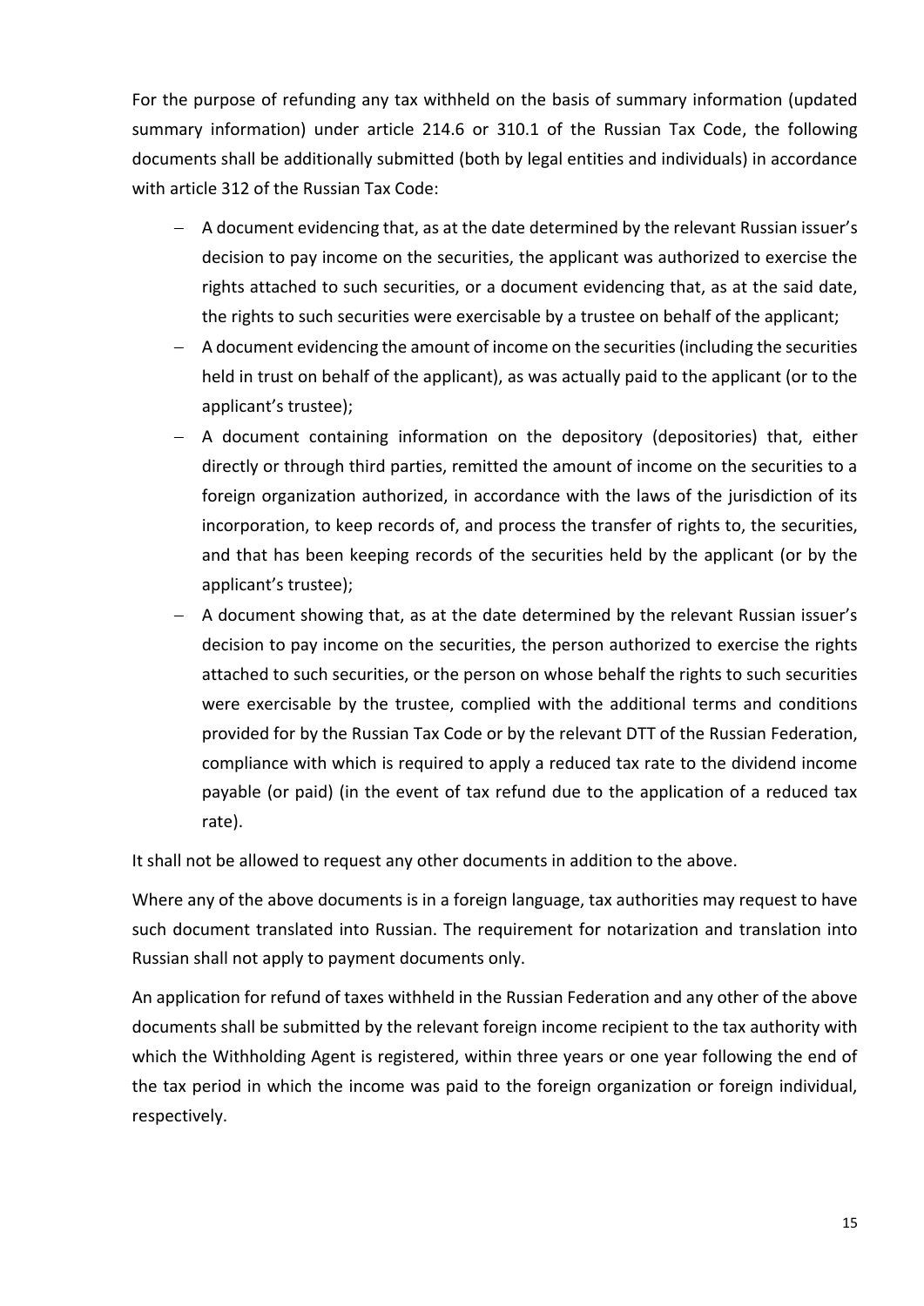For the purpose of refunding any tax withheld on the basis of summary information (updated summary information) under article 214.6 or 310.1 of the Russian Tax Code, the following documents shall be additionally submitted (both by legal entities and individuals) in accordance with article 312 of the Russian Tax Code:

- A document evidencing that, as at the date determined by the relevant Russian issuer's decision to pay income on the securities, the applicant was authorized to exercise the rights attached to such securities, or a document evidencing that, as at the said date, the rights to such securities were exercisable by a trustee on behalf of the applicant;
- A document evidencing the amount of income on the securities (including the securities held in trust on behalf of the applicant), as was actually paid to the applicant (or to the applicant's trustee);
- A document containing information on the depository (depositories) that, either directly or through third parties, remitted the amount of income on the securities to a foreign organization authorized, in accordance with the laws of the jurisdiction of its incorporation, to keep records of, and process the transfer of rights to, the securities, and that has been keeping records of the securities held by the applicant (or by the applicant's trustee);
- A document showing that, as at the date determined by the relevant Russian issuer's decision to pay income on the securities, the person authorized to exercise the rights attached to such securities, or the person on whose behalf the rights to such securities were exercisable by the trustee, complied with the additional terms and conditions provided for by the Russian Tax Code or by the relevant DTT of the Russian Federation, compliance with which is required to apply a reduced tax rate to the dividend income payable (or paid) (in the event of tax refund due to the application of a reduced tax rate).

It shall not be allowed to request any other documents in addition to the above.

Where any of the above documents is in a foreign language, tax authorities may request to have such document translated into Russian. The requirement for notarization and translation into Russian shall not apply to payment documents only.

An application for refund of taxes withheld in the Russian Federation and any other of the above documents shall be submitted by the relevant foreign income recipient to the tax authority with which the Withholding Agent is registered, within three years or one year following the end of the tax period in which the income was paid to the foreign organization or foreign individual, respectively.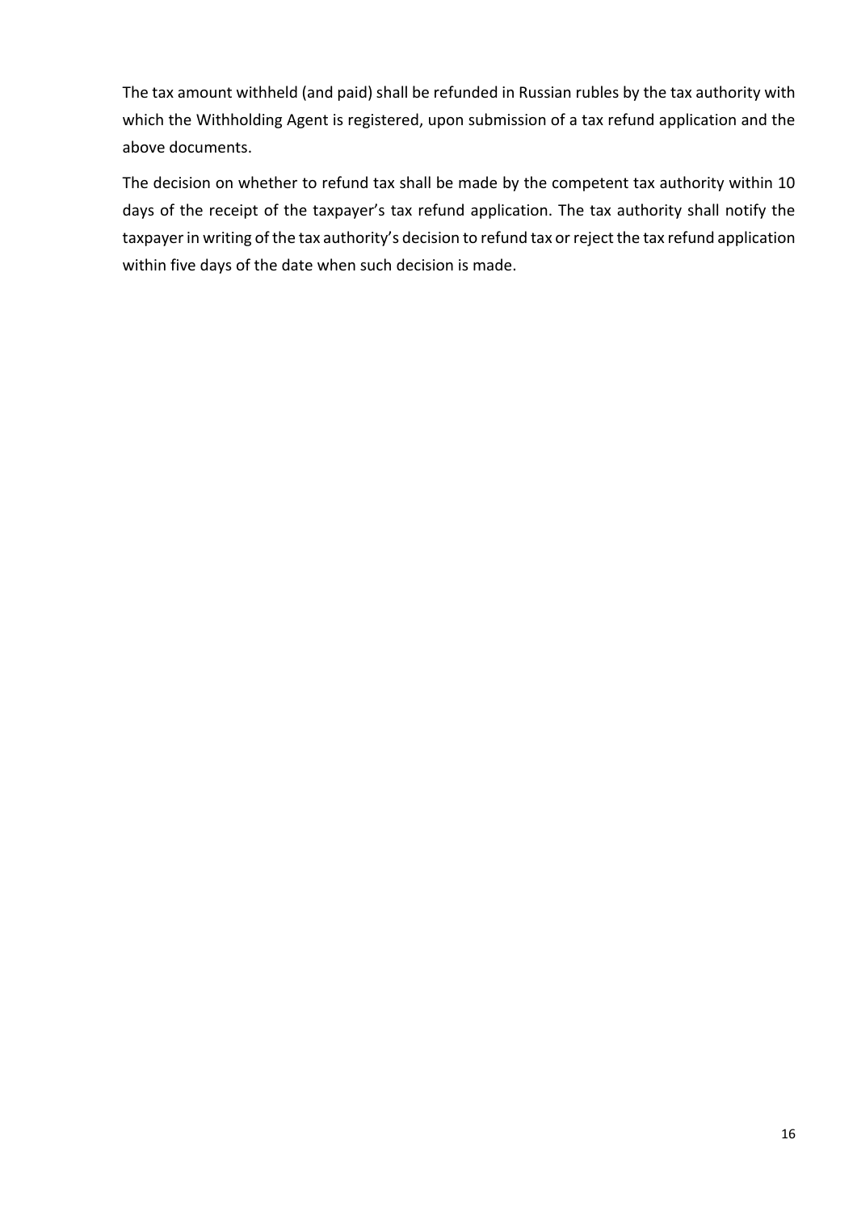The tax amount withheld (and paid) shall be refunded in Russian rubles by the tax authority with which the Withholding Agent is registered, upon submission of a tax refund application and the above documents.

The decision on whether to refund tax shall be made by the competent tax authority within 10 days of the receipt of the taxpayer's tax refund application. The tax authority shall notify the taxpayer in writing of the tax authority's decision to refund tax or reject the tax refund application within five days of the date when such decision is made.